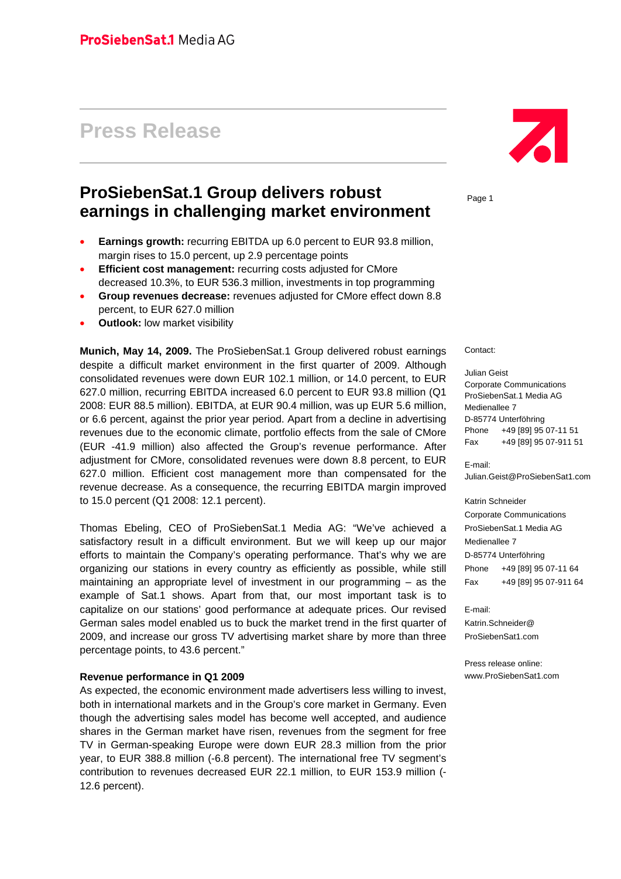**ProSiebenSat.1** Media AG

# Press Release

## ProSiebenSat.1 Group delivers robust earnings in challenging market environment

- **Earnings growth:** recurring EBITDA up 6.0 percent to EUR 93.8 million, margin rises to 15.0 percent, up 2.9 percentage points
- **Efficient cost management:** recurring costs adjusted for CMore decreased 10.3%, to EUR 536.3 million, investments in top programming
- **Group revenues decrease:** revenues adjusted for CMore effect down 8.8 percent, to EUR 627.0 million
- **Outlook:** low market visibility

**Munich, May 14, 2009.** The ProSiebenSat.1 Group delivered robust earnings despite a difficult market environment in the first quarter of 2009. Although consolidated revenues were down EUR 102.1 million, or 14.0 percent, to EUR 627.0 million, recurring EBITDA increased 6.0 percent to EUR 93.8 million (Q1 2008: EUR 88.5 million). EBITDA, at EUR 90.4 million, was up EUR 5.6 million, or 6.6 percent, against the prior year period. Apart from a decline in advertising revenues due to the economic climate, portfolio effects from the sale of CMore (EUR -41.9 million) also affected the Group's revenue performance. After adjustment for CMore, consolidated revenues were down 8.8 percent, to EUR 627.0 million. Efficient cost management more than compensated for the revenue decrease. As a consequence, the recurring EBITDA margin improved to 15.0 percent (Q1 2008: 12.1 percent).

Thomas Ebeling, CEO of ProSiebenSat.1 Media AG: "We've achieved a satisfactory result in a difficult environment. But we will keep up our major efforts to maintain the Company's operating performance. That's why we are organizing our stations in every country as efficiently as possible, while still maintaining an appropriate level of investment in our programming – as the example of Sat.1 shows. Apart from that, our most important task is to capitalize on our stations' good performance at adequate prices. Our revised German sales model enabled us to buck the market trend in the first quarter of 2009, and increase our gross TV advertising market share by more than three percentage points, to 43.6 percent."

### Revenue performance in Q1 2009

As expected, the economic environment made advertisers less willing to invest, both in international markets and in the Group's core market in Germany. Even though the advertising sales model has become well accepted, and audience shares in the German market have risen, revenues from the segment for free TV in German-speaking Europe were down EUR 28.3 million from the prior year, to EUR 388.8 million (-6.8 percent). The international free TV segment's contribution to revenues decreased EUR 22.1 million, to EUR 153.9 million (-12.6 percent).

Contact:

Julian Geist
Corporate Communications
ProSiebenSat.1 Media AG
Medienallee 7
D-85774 Unterföhring
Phone +49 [89] 95 07-11 51
Fax +49 [89] 95 07-911 51

E-mail:
Julian.Geist@ProSiebenSat1.com

Katrin Schneider
Corporate Communications
ProSiebenSat.1 Media AG
Medienallee 7
D-85774 Unterföhring
Phone +49 [89] 95 07-11 64
Fax +49 [89] 95 07-911 64

E-mail:
Katrin.Schneider@
ProSiebenSat1.com

Press release online:
www.ProSiebenSat1.com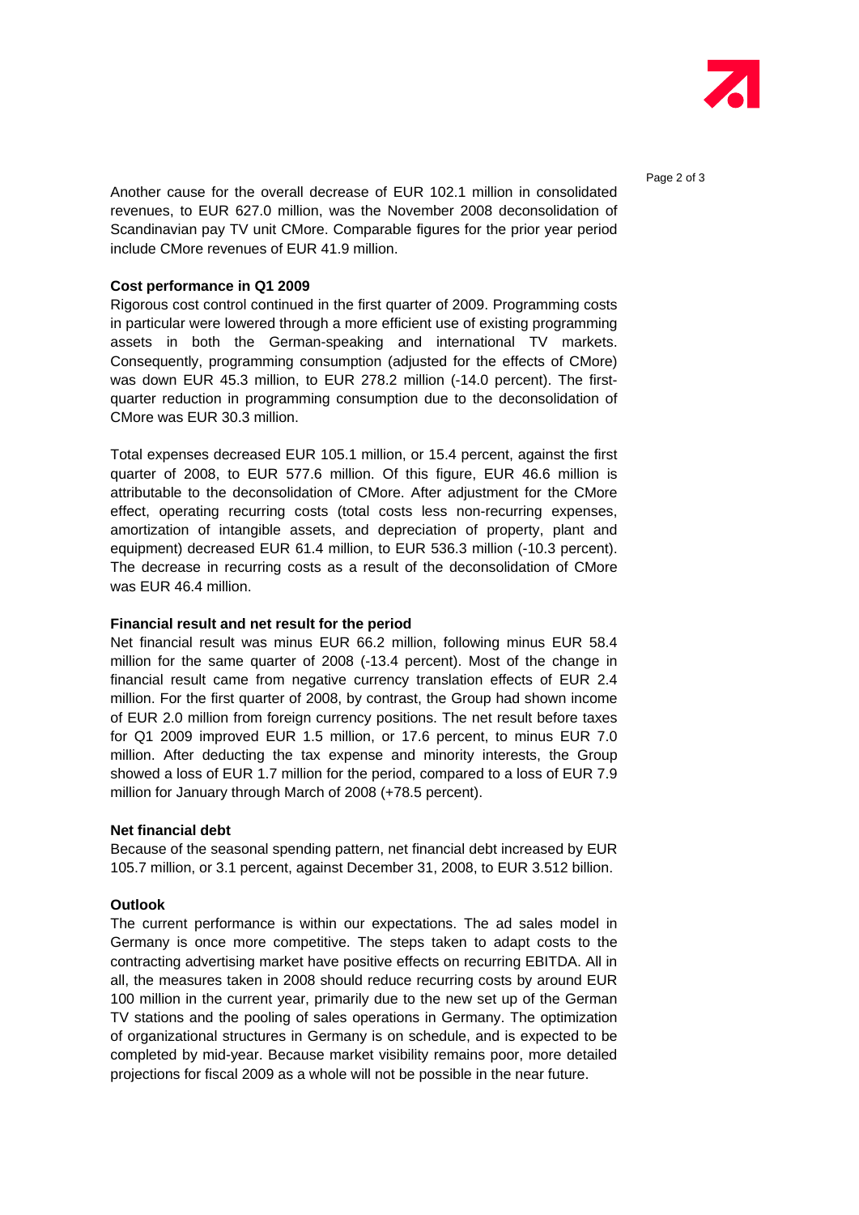Another cause for the overall decrease of EUR 102.1 million in consolidated revenues, to EUR 627.0 million, was the November 2008 deconsolidation of Scandinavian pay TV unit CMore. Comparable figures for the prior year period include CMore revenues of EUR 41.9 million.

**Cost performance in Q1 2009**

Rigorous cost control continued in the first quarter of 2009. Programming costs in particular were lowered through a more efficient use of existing programming assets in both the German-speaking and international TV markets. Consequently, programming consumption (adjusted for the effects of CMore) was down EUR 45.3 million, to EUR 278.2 million (-14.0 percent). The first-quarter reduction in programming consumption due to the deconsolidation of CMore was EUR 30.3 million.

Total expenses decreased EUR 105.1 million, or 15.4 percent, against the first quarter of 2008, to EUR 577.6 million. Of this figure, EUR 46.6 million is attributable to the deconsolidation of CMore. After adjustment for the CMore effect, operating recurring costs (total costs less non-recurring expenses, amortization of intangible assets, and depreciation of property, plant and equipment) decreased EUR 61.4 million, to EUR 536.3 million (-10.3 percent). The decrease in recurring costs as a result of the deconsolidation of CMore was EUR 46.4 million.

**Financial result and net result for the period**

Net financial result was minus EUR 66.2 million, following minus EUR 58.4 million for the same quarter of 2008 (-13.4 percent). Most of the change in financial result came from negative currency translation effects of EUR 2.4 million. For the first quarter of 2008, by contrast, the Group had shown income of EUR 2.0 million from foreign currency positions. The net result before taxes for Q1 2009 improved EUR 1.5 million, or 17.6 percent, to minus EUR 7.0 million. After deducting the tax expense and minority interests, the Group showed a loss of EUR 1.7 million for the period, compared to a loss of EUR 7.9 million for January through March of 2008 (+78.5 percent).

**Net financial debt**

Because of the seasonal spending pattern, net financial debt increased by EUR 105.7 million, or 3.1 percent, against December 31, 2008, to EUR 3.512 billion.

**Outlook**

The current performance is within our expectations. The ad sales model in Germany is once more competitive. The steps taken to adapt costs to the contracting advertising market have positive effects on recurring EBITDA. All in all, the measures taken in 2008 should reduce recurring costs by around EUR 100 million in the current year, primarily due to the new set up of the German TV stations and the pooling of sales operations in Germany. The optimization of organizational structures in Germany is on schedule, and is expected to be completed by mid-year. Because market visibility remains poor, more detailed projections for fiscal 2009 as a whole will not be possible in the near future.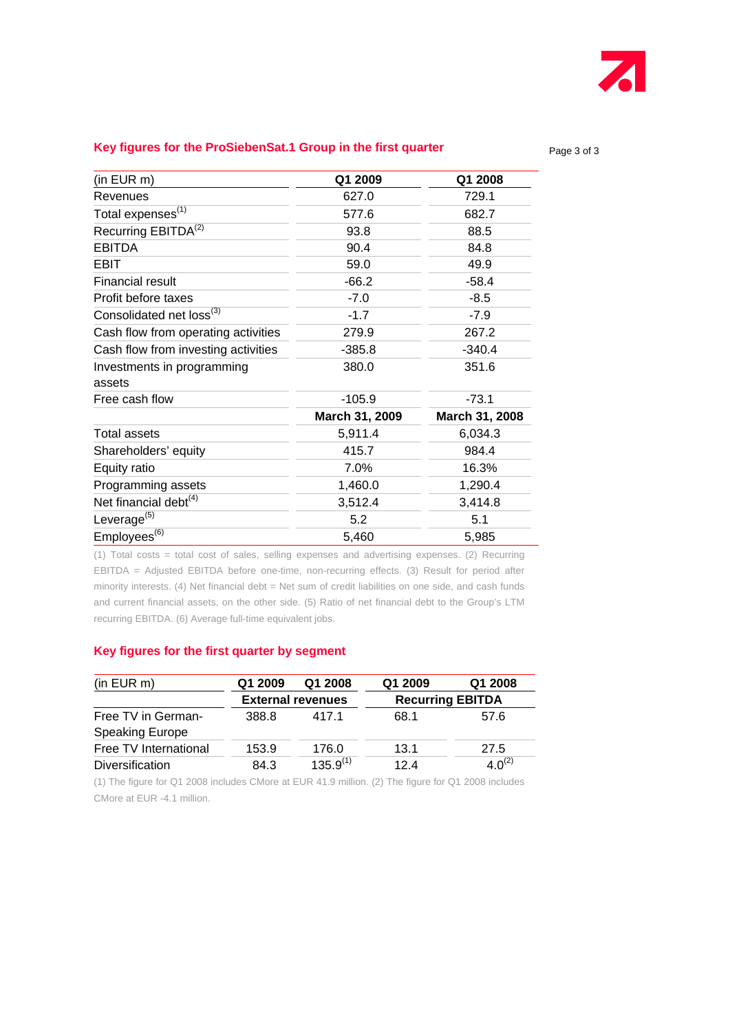## Key figures for the ProSiebenSat.1 Group in the first quarter

| (in EUR m) | Q1 2009 | Q1 2008 |
|---|---|---|
| Revenues | 627.0 | 729.1 |
| Total expenses[1] | 577.6 | 682.7 |
| Recurring EBITDA[2] | 93.8 | 88.5 |
| EBITDA | 90.4 | 84.8 |
| EBIT | 59.0 | 49.9 |
| Financial result | -66.2 | -58.4 |
| Profit before taxes | -7.0 | -8.5 |
| Consolidated net loss[3] | -1.7 | -7.9 |
| Cash flow from operating activities | 279.9 | 267.2 |
| Cash flow from investing activities | -385.8 | -340.4 |
| Investments in programming assets | 380.0 | 351.6 |
| Free cash flow | -105.9 | -73.1 |
| | **March 31, 2009** | **March 31, 2008** |
| Total assets | 5,911.4 | 6,034.3 |
| Shareholders' equity | 415.7 | 984.4 |
| Equity ratio | 7.0% | 16.3% |
| Programming assets | 1,460.0 | 1,290.4 |
| Net financial debt[4] | 3,512.4 | 3,414.8 |
| Leverage[5] | 5.2 | 5.1 |
| Employees[6] | 5,460 | 5,985 |

(1) Total costs = total cost of sales, selling expenses and advertising expenses. (2) Recurring EBITDA = Adjusted EBITDA before one-time, non-recurring effects. (3) Result for period after minority interests. (4) Net financial debt = Net sum of credit liabilities on one side, and cash funds and current financial assets, on the other side. (5) Ratio of net financial debt to the Group's LTM recurring EBITDA. (6) Average full-time equivalent jobs.

## Key figures for the first quarter by segment

| (in EUR m) | Q1 2009 | Q1 2008 | Q1 2009 | Q1 2008 |
|---|---|---|---|---|
| | **External revenues** | | **Recurring EBITDA** | |
| Free TV in German-Speaking Europe | 388.8 | 417.1 | 68.1 | 57.6 |
| Free TV International | 153.9 | 176.0 | 13.1 | 27.5 |
| Diversification | 84.3 | 135.9[1] | 12.4 | 4.0[2] |

(1) The figure for Q1 2008 includes CMore at EUR 41.9 million. (2) The figure for Q1 2008 includes CMore at EUR -4.1 million.